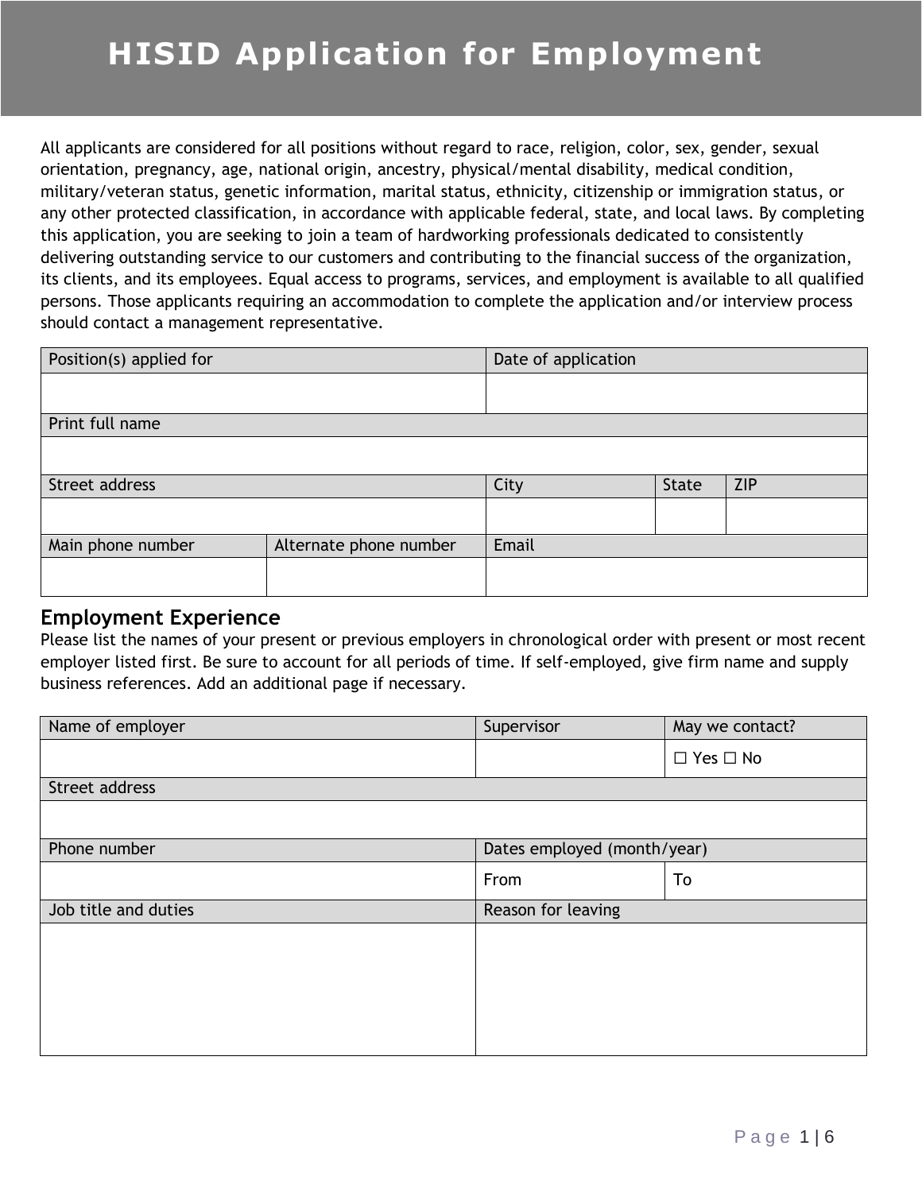# HISID Application for Employment

All applicants are considered for all positions without regard to race, religion, color, sex, gender, sexual orientation, pregnancy, age, national origin, ancestry, physical/mental disability, medical condition, military/veteran status, genetic information, marital status, ethnicity, citizenship or immigration status, or any other protected classification, in accordance with applicable federal, state, and local laws. By completing this application, you are seeking to join a team of hardworking professionals dedicated to consistently delivering outstanding service to our customers and contributing to the financial success of the organization, its clients, and its employees. Equal access to programs, services, and employment is available to all qualified persons. Those applicants requiring an accommodation to complete the application and/or interview process should contact a management representative.

| Position(s) applied for | | Date of application | | |
|---|---|---|---|---|
| | | | | |
| Print full name | | | | |
| | | | | |
| Street address | | City | State | ZIP |
| | | | | |
| Main phone number | Alternate phone number | Email | | |
| | | | | |

## Employment Experience

Please list the names of your present or previous employers in chronological order with present or most recent employer listed first. Be sure to account for all periods of time. If self-employed, give firm name and supply business references. Add an additional page if necessary.

| Name of employer | Supervisor | May we contact? |
|---|---|---|
| | | ☐ Yes ☐ No |
| Street address | | |
| | | |
| Phone number | Dates employed (month/year) | |
| | From | To |
| Job title and duties | Reason for leaving | |
| | | |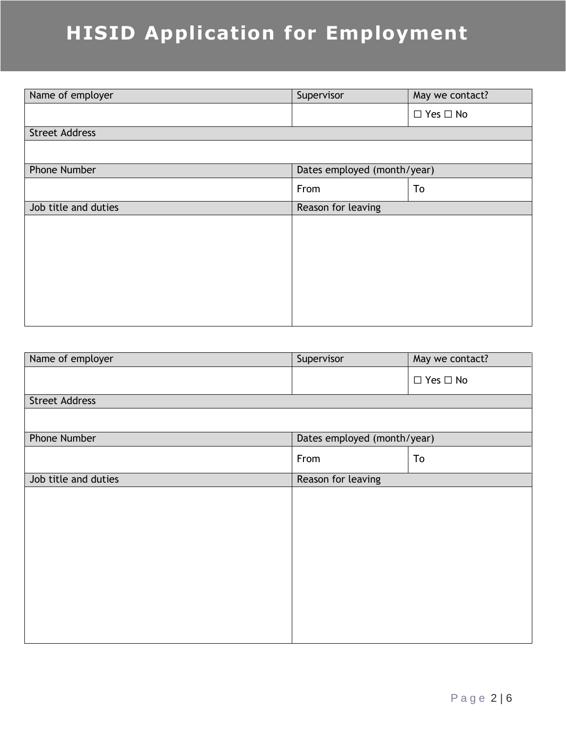# HISID Application for Employment

| Name of employer | Supervisor | May we contact? |
|---|---|---|
| | | ☐ Yes ☐ No |
| Street Address | | |
| | | |
| Phone Number | Dates employed (month/year) | |
| | From | To |
| Job title and duties | Reason for leaving | |
| | | |

| Name of employer | Supervisor | May we contact? |
|---|---|---|
| | | ☐ Yes ☐ No |
| Street Address | | |
| | | |
| Phone Number | Dates employed (month/year) | |
| | From | To |
| Job title and duties | Reason for leaving | |
| | | |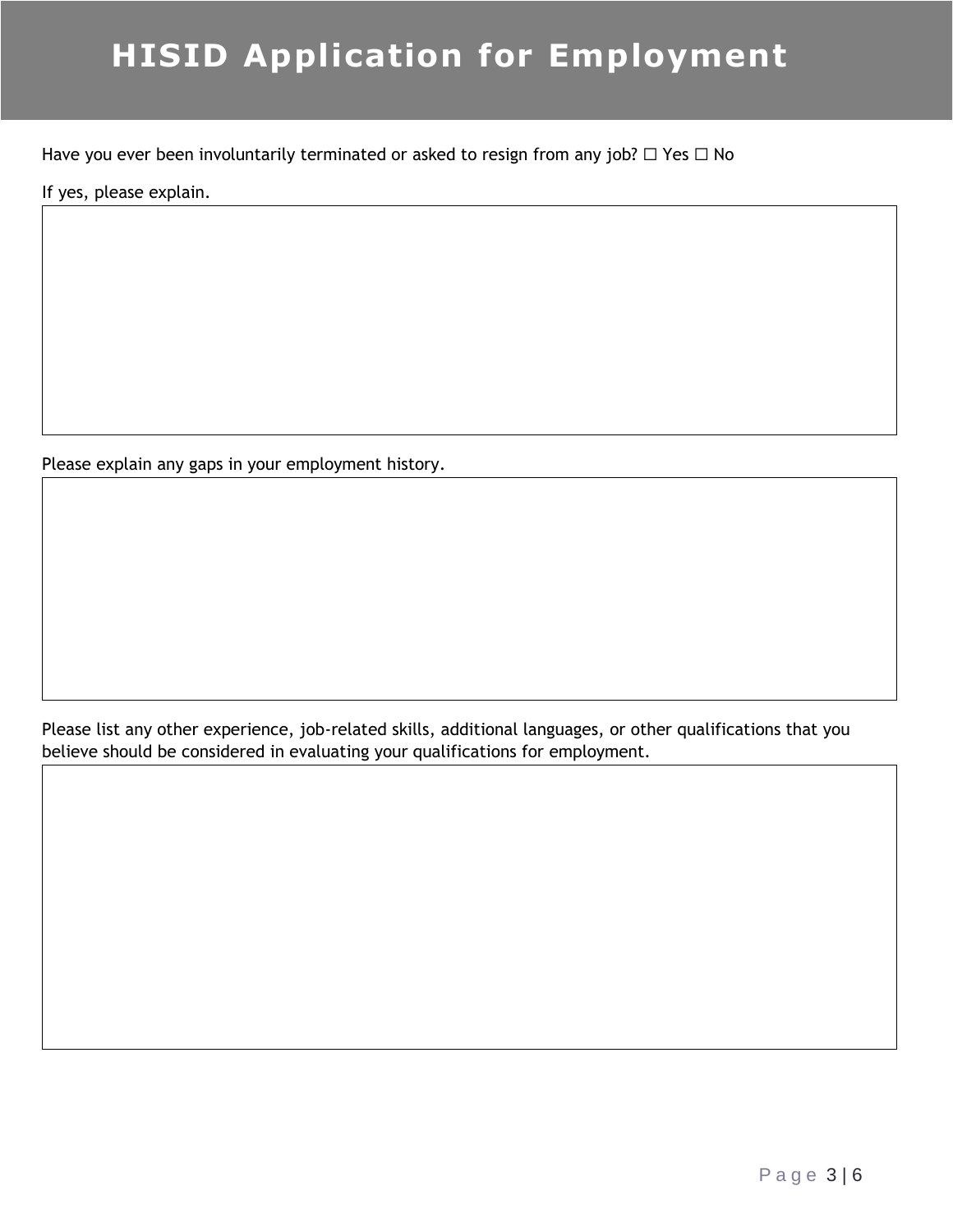# HISID Application for Employment

Have you ever been involuntarily terminated or asked to resign from any job? ☐ Yes ☐ No

If yes, please explain.

Please explain any gaps in your employment history.

Please list any other experience, job-related skills, additional languages, or other qualifications that you believe should be considered in evaluating your qualifications for employment.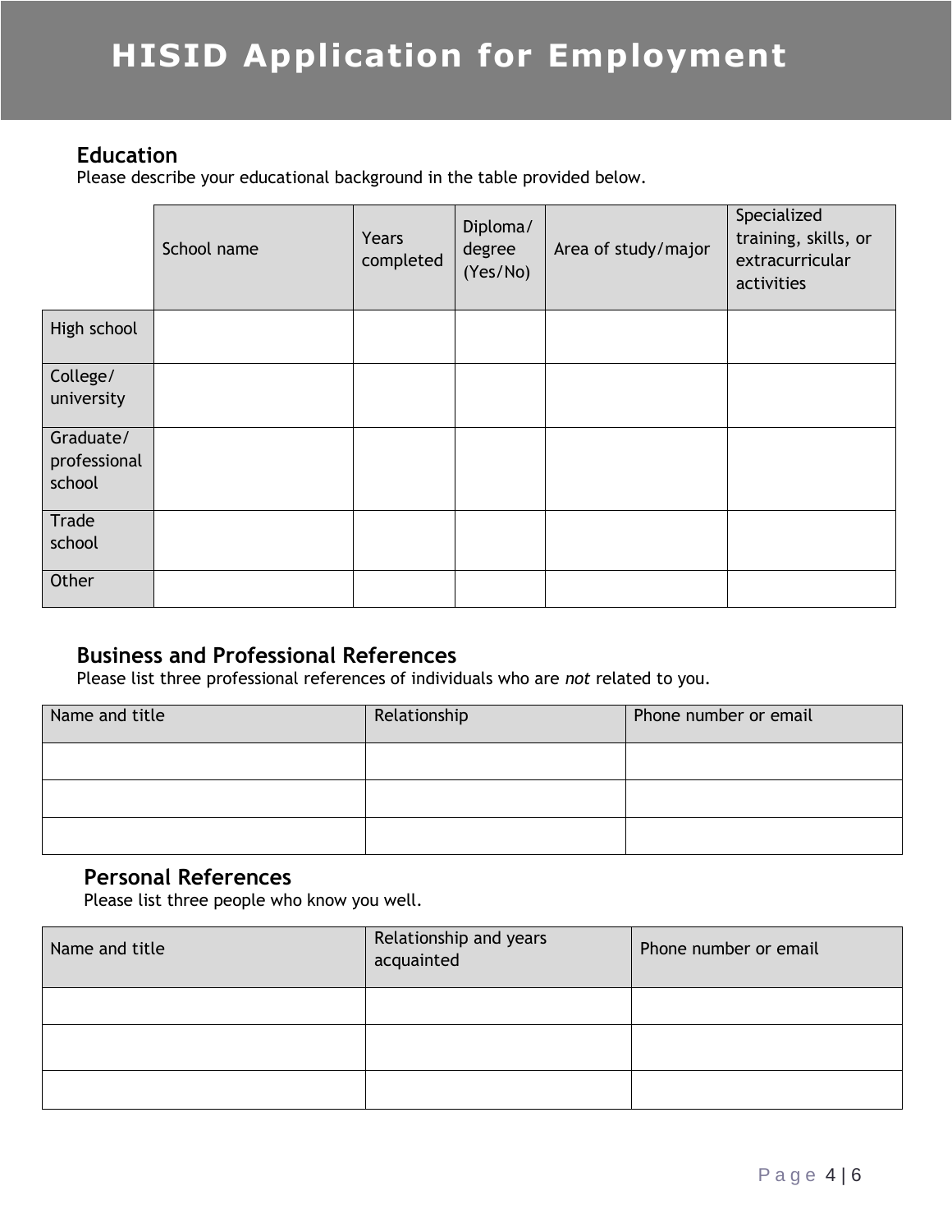# HISID Application for Employment

## Education

Please describe your educational background in the table provided below.

| | School name | Years completed | Diploma/ degree (Yes/No) | Area of study/major | Specialized training, skills, or extracurricular activities |
|---|---|---|---|---|---|
| High school | | | | | |
| College/ university | | | | | |
| Graduate/ professional school | | | | | |
| Trade school | | | | | |
| Other | | | | | |

## Business and Professional References

Please list three professional references of individuals who are *not* related to you.

| Name and title | Relationship | Phone number or email |
|---|---|---|
| | | |
| | | |
| | | |

## Personal References

Please list three people who know you well.

| Name and title | Relationship and years acquainted | Phone number or email |
|---|---|---|
| | | |
| | | |
| | | |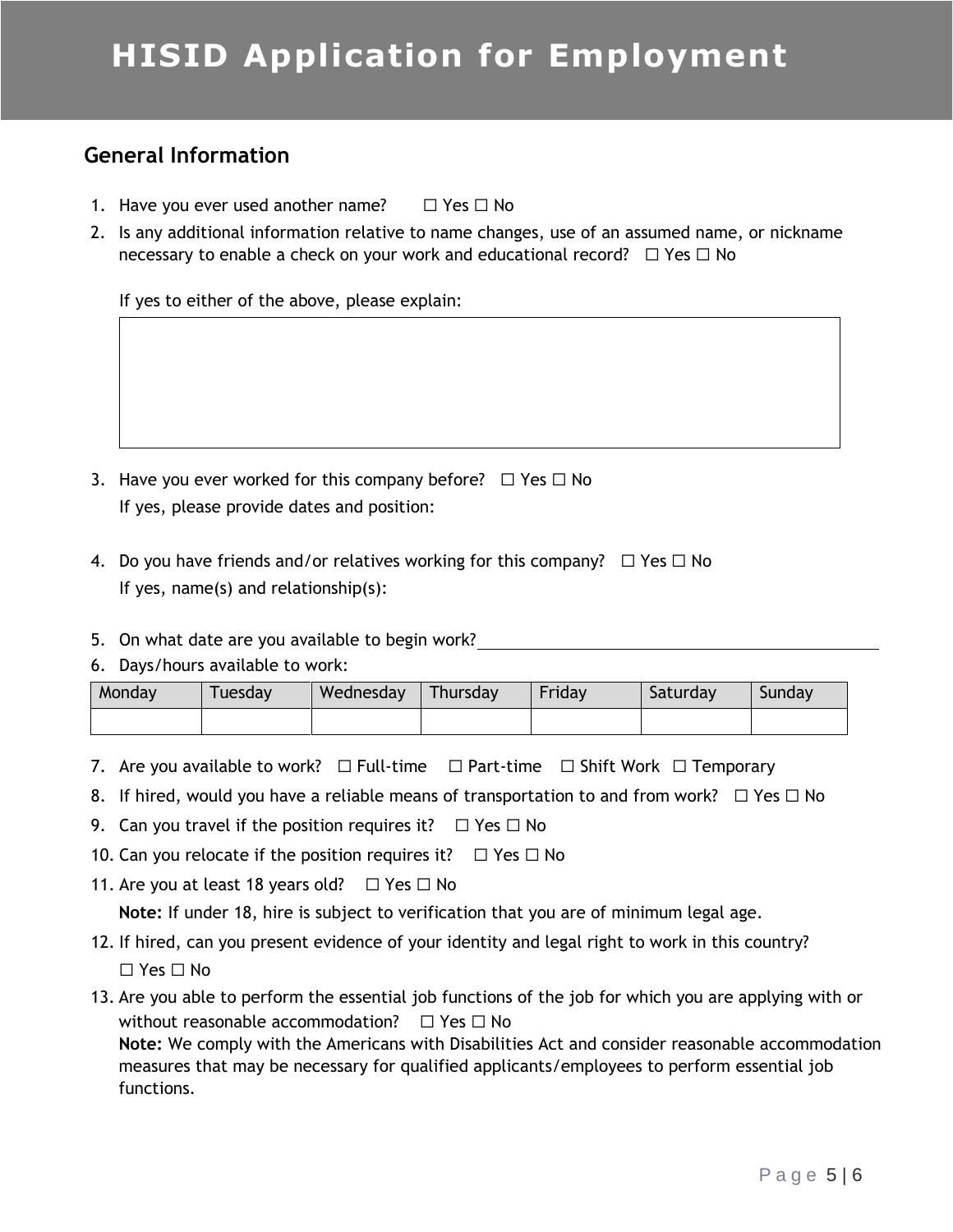# HISID Application for Employment

## General Information

1. Have you ever used another name? ☐ Yes ☐ No
2. Is any additional information relative to name changes, use of an assumed name, or nickname necessary to enable a check on your work and educational record? ☐ Yes ☐ No

   If yes to either of the above, please explain:

3. Have you ever worked for this company before? ☐ Yes ☐ No

   If yes, please provide dates and position:

4. Do you have friends and/or relatives working for this company? ☐ Yes ☐ No

   If yes, name(s) and relationship(s):

5. On what date are you available to begin work? ______________________________
6. Days/hours available to work:

| Monday | Tuesday | Wednesday | Thursday | Friday | Saturday | Sunday |
|---|---|---|---|---|---|---|
| | | | | | | |

7. Are you available to work? ☐ Full-time ☐ Part-time ☐ Shift Work ☐ Temporary
8. If hired, would you have a reliable means of transportation to and from work? ☐ Yes ☐ No
9. Can you travel if the position requires it? ☐ Yes ☐ No
10. Can you relocate if the position requires it? ☐ Yes ☐ No
11. Are you at least 18 years old? ☐ Yes ☐ No

    **Note:** If under 18, hire is subject to verification that you are of minimum legal age.
12. If hired, can you present evidence of your identity and legal right to work in this country?

    ☐ Yes ☐ No
13. Are you able to perform the essential job functions of the job for which you are applying with or without reasonable accommodation? ☐ Yes ☐ No

    **Note:** We comply with the Americans with Disabilities Act and consider reasonable accommodation measures that may be necessary for qualified applicants/employees to perform essential job functions.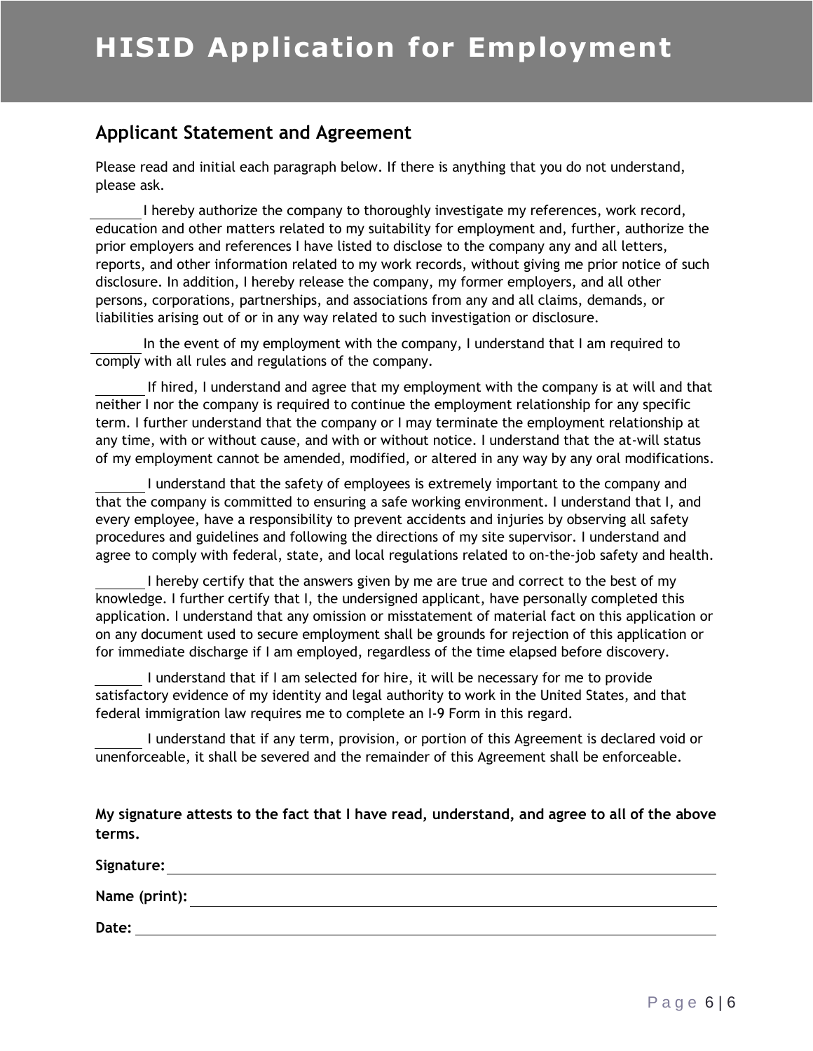# HISID Application for Employment

## Applicant Statement and Agreement

Please read and initial each paragraph below. If there is anything that you do not understand, please ask.

_______ I hereby authorize the company to thoroughly investigate my references, work record, education and other matters related to my suitability for employment and, further, authorize the prior employers and references I have listed to disclose to the company any and all letters, reports, and other information related to my work records, without giving me prior notice of such disclosure. In addition, I hereby release the company, my former employers, and all other persons, corporations, partnerships, and associations from any and all claims, demands, or liabilities arising out of or in any way related to such investigation or disclosure.

_______ In the event of my employment with the company, I understand that I am required to comply with all rules and regulations of the company.

_______ If hired, I understand and agree that my employment with the company is at will and that neither I nor the company is required to continue the employment relationship for any specific term. I further understand that the company or I may terminate the employment relationship at any time, with or without cause, and with or without notice. I understand that the at-will status of my employment cannot be amended, modified, or altered in any way by any oral modifications.

_______ I understand that the safety of employees is extremely important to the company and that the company is committed to ensuring a safe working environment. I understand that I, and every employee, have a responsibility to prevent accidents and injuries by observing all safety procedures and guidelines and following the directions of my site supervisor. I understand and agree to comply with federal, state, and local regulations related to on-the-job safety and health.

_______ I hereby certify that the answers given by me are true and correct to the best of my knowledge. I further certify that I, the undersigned applicant, have personally completed this application. I understand that any omission or misstatement of material fact on this application or on any document used to secure employment shall be grounds for rejection of this application or for immediate discharge if I am employed, regardless of the time elapsed before discovery.

_______ I understand that if I am selected for hire, it will be necessary for me to provide satisfactory evidence of my identity and legal authority to work in the United States, and that federal immigration law requires me to complete an I-9 Form in this regard.

_______ I understand that if any term, provision, or portion of this Agreement is declared void or unenforceable, it shall be severed and the remainder of this Agreement shall be enforceable.

**My signature attests to the fact that I have read, understand, and agree to all of the above terms.**

**Signature:** ______________________________

**Name (print):** ______________________________

**Date:** ______________________________